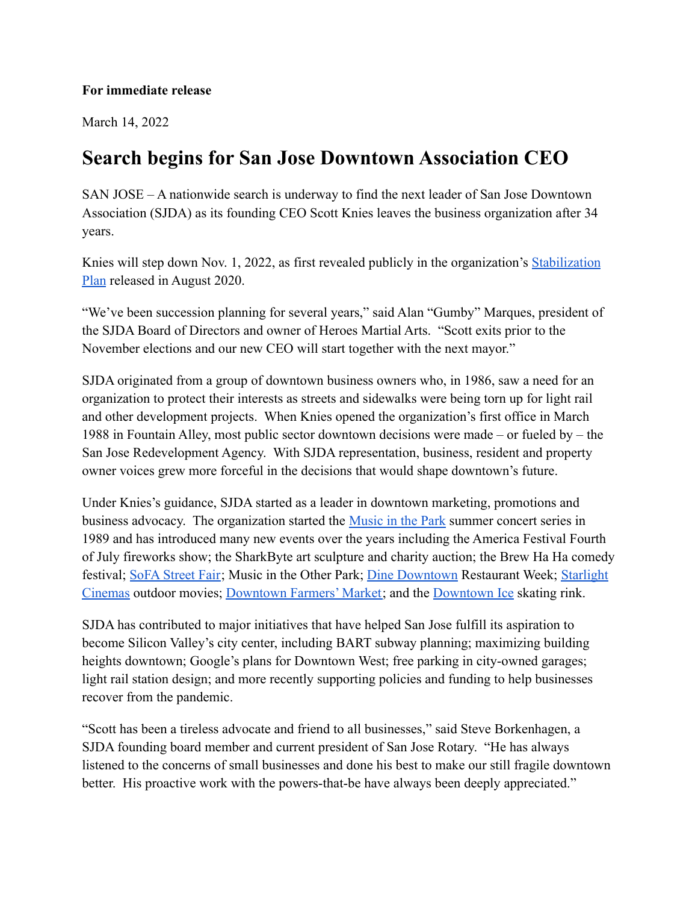**For immediate release**

March 14, 2022

# Search begins for San Jose Downtown Association CEO

SAN JOSE – A nationwide search is underway to find the next leader of San Jose Downtown Association (SJDA) as its founding CEO Scott Knies leaves the business organization after 34 years.

Knies will step down Nov. 1, 2022, as first revealed publicly in the organization's Stabilization Plan released in August 2020.

"We've been succession planning for several years," said Alan "Gumby" Marques, president of the SJDA Board of Directors and owner of Heroes Martial Arts. "Scott exits prior to the November elections and our new CEO will start together with the next mayor."

SJDA originated from a group of downtown business owners who, in 1986, saw a need for an organization to protect their interests as streets and sidewalks were being torn up for light rail and other development projects. When Knies opened the organization's first office in March 1988 in Fountain Alley, most public sector downtown decisions were made – or fueled by – the San Jose Redevelopment Agency. With SJDA representation, business, resident and property owner voices grew more forceful in the decisions that would shape downtown's future.

Under Knies's guidance, SJDA started as a leader in downtown marketing, promotions and business advocacy. The organization started the Music in the Park summer concert series in 1989 and has introduced many new events over the years including the America Festival Fourth of July fireworks show; the SharkByte art sculpture and charity auction; the Brew Ha Ha comedy festival; SoFA Street Fair; Music in the Other Park; Dine Downtown Restaurant Week; Starlight Cinemas outdoor movies; Downtown Farmers' Market; and the Downtown Ice skating rink.

SJDA has contributed to major initiatives that have helped San Jose fulfill its aspiration to become Silicon Valley's city center, including BART subway planning; maximizing building heights downtown; Google's plans for Downtown West; free parking in city-owned garages; light rail station design; and more recently supporting policies and funding to help businesses recover from the pandemic.

"Scott has been a tireless advocate and friend to all businesses," said Steve Borkenhagen, a SJDA founding board member and current president of San Jose Rotary. "He has always listened to the concerns of small businesses and done his best to make our still fragile downtown better. His proactive work with the powers-that-be have always been deeply appreciated."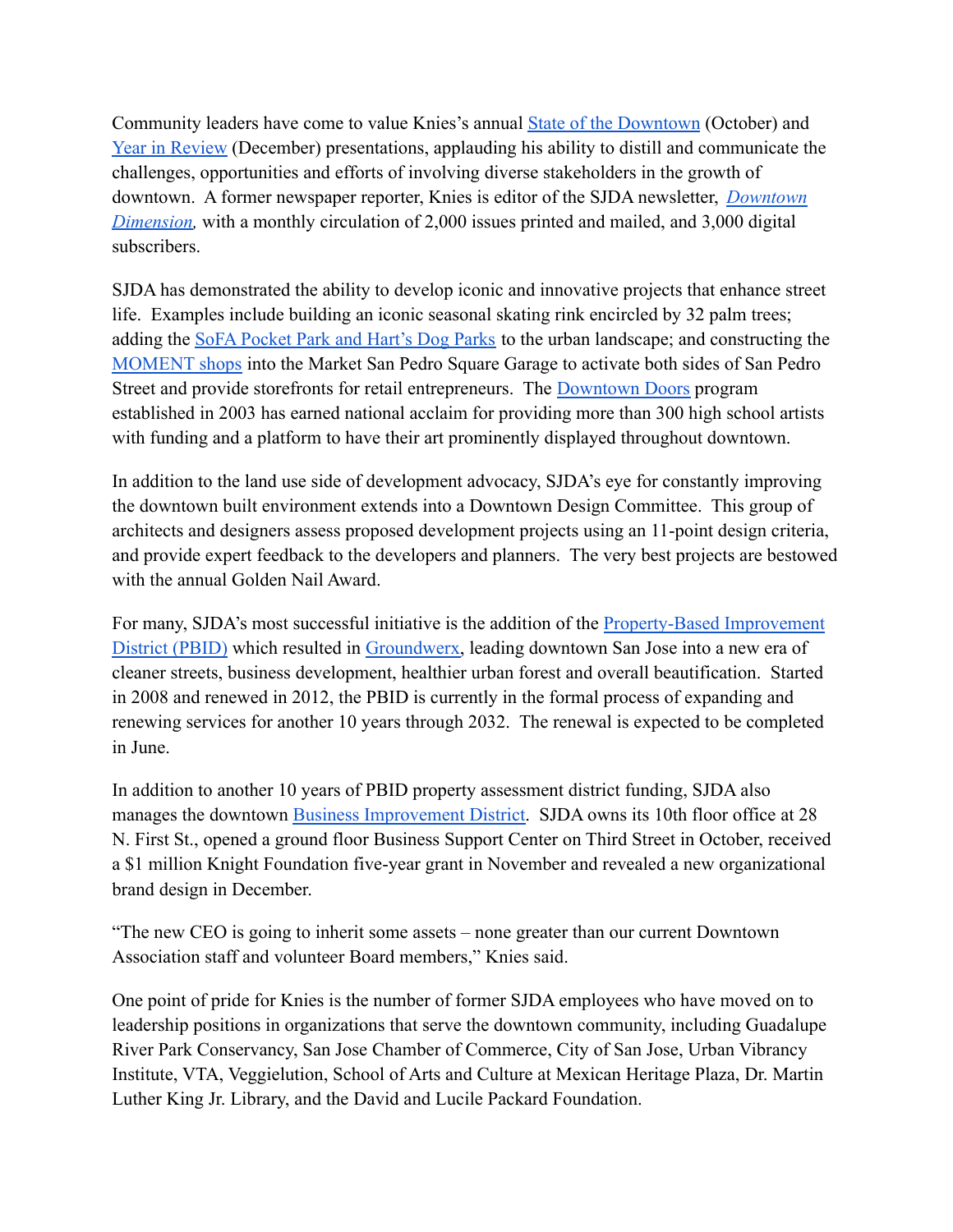Community leaders have come to value Knies's annual State of the Downtown (October) and Year in Review (December) presentations, applauding his ability to distill and communicate the challenges, opportunities and efforts of involving diverse stakeholders in the growth of downtown. A former newspaper reporter, Knies is editor of the SJDA newsletter, *Downtown Dimension*, with a monthly circulation of 2,000 issues printed and mailed, and 3,000 digital subscribers.

SJDA has demonstrated the ability to develop iconic and innovative projects that enhance street life. Examples include building an iconic seasonal skating rink encircled by 32 palm trees; adding the SoFA Pocket Park and Hart's Dog Parks to the urban landscape; and constructing the MOMENT shops into the Market San Pedro Square Garage to activate both sides of San Pedro Street and provide storefronts for retail entrepreneurs. The Downtown Doors program established in 2003 has earned national acclaim for providing more than 300 high school artists with funding and a platform to have their art prominently displayed throughout downtown.

In addition to the land use side of development advocacy, SJDA's eye for constantly improving the downtown built environment extends into a Downtown Design Committee. This group of architects and designers assess proposed development projects using an 11-point design criteria, and provide expert feedback to the developers and planners. The very best projects are bestowed with the annual Golden Nail Award.

For many, SJDA's most successful initiative is the addition of the Property-Based Improvement District (PBID) which resulted in Groundwerx, leading downtown San Jose into a new era of cleaner streets, business development, healthier urban forest and overall beautification. Started in 2008 and renewed in 2012, the PBID is currently in the formal process of expanding and renewing services for another 10 years through 2032. The renewal is expected to be completed in June.

In addition to another 10 years of PBID property assessment district funding, SJDA also manages the downtown Business Improvement District. SJDA owns its 10th floor office at 28 N. First St., opened a ground floor Business Support Center on Third Street in October, received a $1 million Knight Foundation five-year grant in November and revealed a new organizational brand design in December.

"The new CEO is going to inherit some assets – none greater than our current Downtown Association staff and volunteer Board members," Knies said.

One point of pride for Knies is the number of former SJDA employees who have moved on to leadership positions in organizations that serve the downtown community, including Guadalupe River Park Conservancy, San Jose Chamber of Commerce, City of San Jose, Urban Vibrancy Institute, VTA, Veggielution, School of Arts and Culture at Mexican Heritage Plaza, Dr. Martin Luther King Jr. Library, and the David and Lucile Packard Foundation.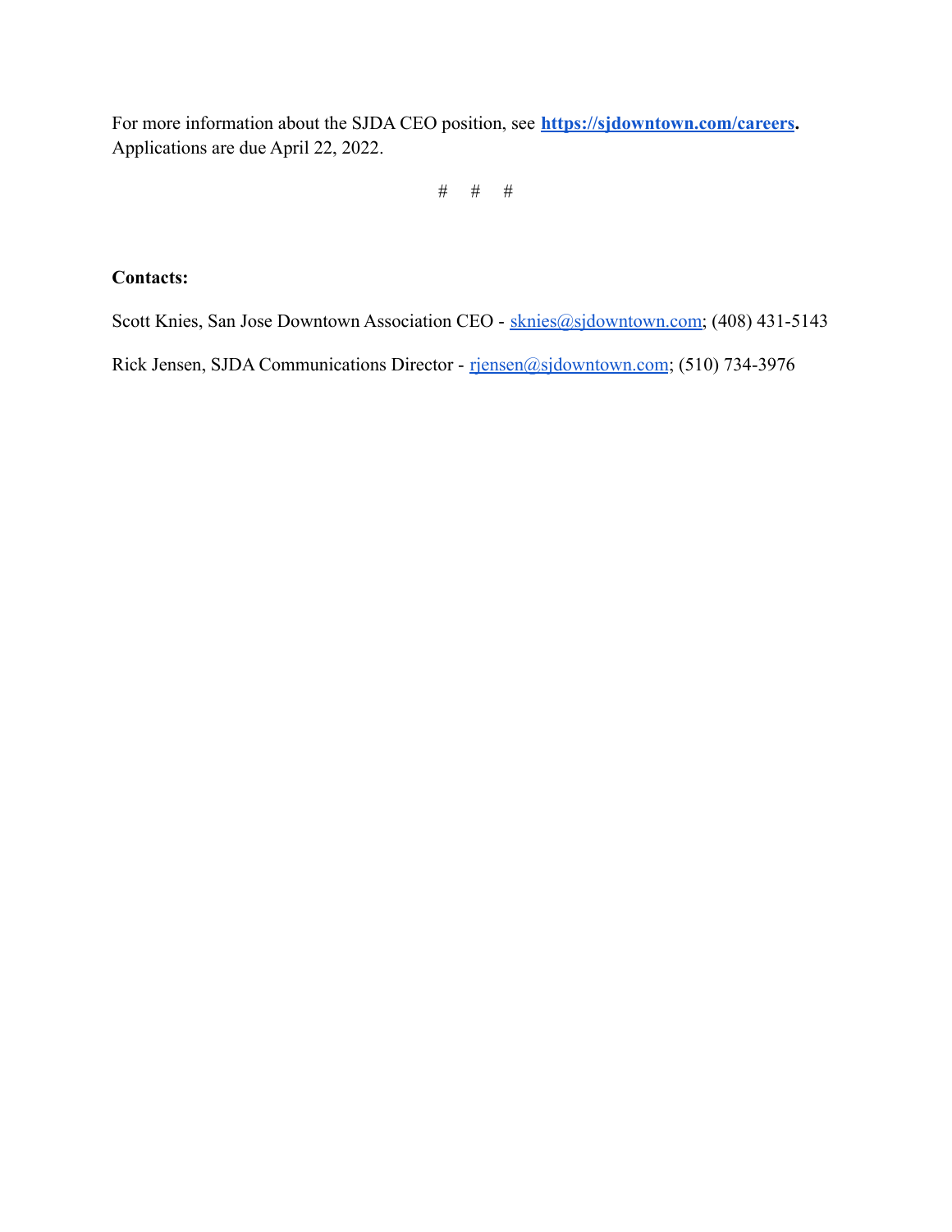For more information about the SJDA CEO position, see **https://sjdowntown.com/careers.** Applications are due April 22, 2022.

# # #

**Contacts:**

Scott Knies, San Jose Downtown Association CEO - sknies@sjdowntown.com; (408) 431-5143

Rick Jensen, SJDA Communications Director - rjensen@sjdowntown.com; (510) 734-3976